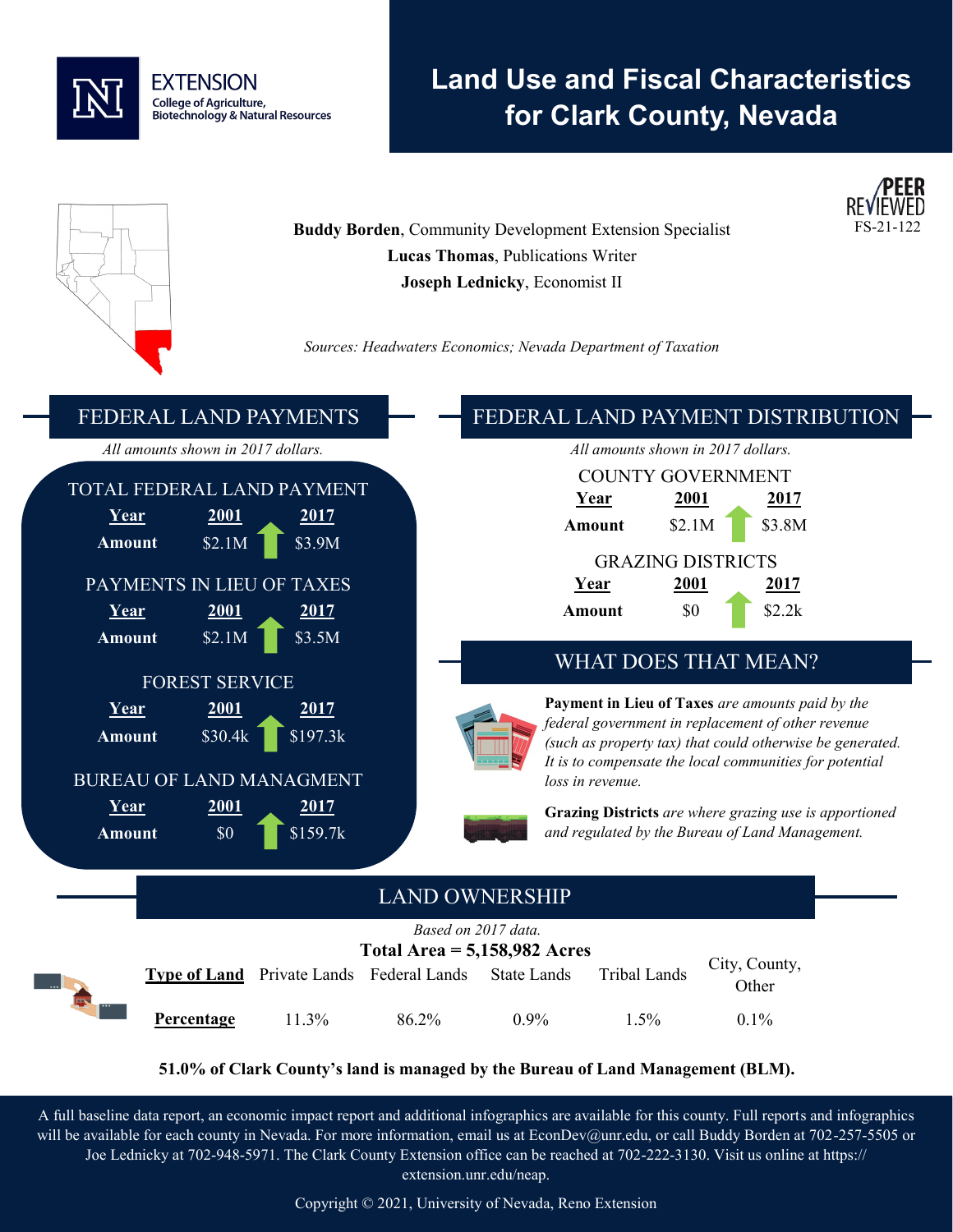EXTENSION
College of Agriculture, Biotechnology & Natural Resources

# Land Use and Fiscal Characteristics for Clark County, Nevada

PEER REVIEWED
FS-21-122

**Buddy Borden**, Community Development Extension Specialist
**Lucas Thomas**, Publications Writer
**Joseph Lednicky**, Economist II

*Sources: Headwaters Economics; Nevada Department of Taxation*

## FEDERAL LAND PAYMENTS

*All amounts shown in 2017 dollars.*

### TOTAL FEDERAL LAND PAYMENT

| Year | 2001 | 2017 |
|---|---|---|
| Amount | $2.1M | $3.9M |

### PAYMENTS IN LIEU OF TAXES

| Year | 2001 | 2017 |
|---|---|---|
| Amount | $2.1M | $3.5M |

### FOREST SERVICE

| Year | 2001 | 2017 |
|---|---|---|
| Amount | $30.4k | $197.3k |

### BUREAU OF LAND MANAGMENT

| Year | 2001 | 2017 |
|---|---|---|
| Amount | $0 | $159.7k |

## FEDERAL LAND PAYMENT DISTRIBUTION

*All amounts shown in 2017 dollars.*

### COUNTY GOVERNMENT

| Year | 2001 | 2017 |
|---|---|---|
| Amount | $2.1M | $3.8M |

### GRAZING DISTRICTS

| Year | 2001 | 2017 |
|---|---|---|
| Amount | $0 | $2.2k |

## WHAT DOES THAT MEAN?

**Payment in Lieu of Taxes** *are amounts paid by the federal government in replacement of other revenue (such as property tax) that could otherwise be generated. It is to compensate the local communities for potential loss in revenue.*

**Grazing Districts** *are where grazing use is apportioned and regulated by the Bureau of Land Management.*

## LAND OWNERSHIP

*Based on 2017 data.*

**Total Area = 5,158,982 Acres**

| Type of Land | Private Lands | Federal Lands | State Lands | Tribal Lands | City, County, Other |
|---|---|---|---|---|---|
| Percentage | 11.3% | 86.2% | 0.9% | 1.5% | 0.1% |

**51.0% of Clark County's land is managed by the Bureau of Land Management (BLM).**

A full baseline data report, an economic impact report and additional infographics are available for this county. Full reports and infographics will be available for each county in Nevada. For more information, email us at EconDev@unr.edu, or call Buddy Borden at 702-257-5505 or Joe Lednicky at 702-948-5971. The Clark County Extension office can be reached at 702-222-3130. Visit us online at https://extension.unr.edu/neap.

Copyright © 2021, University of Nevada, Reno Extension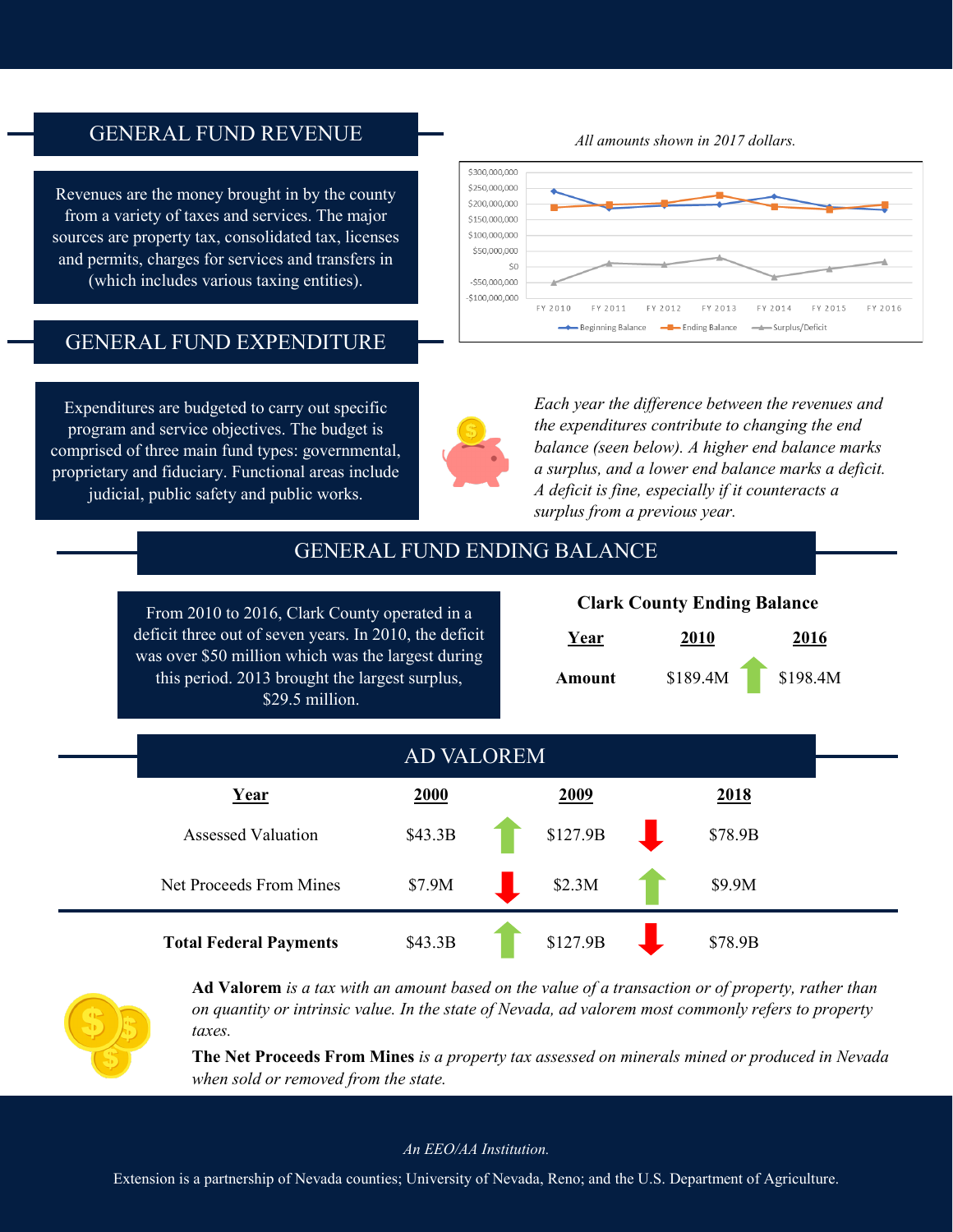## GENERAL FUND REVENUE

Revenues are the money brought in by the county from a variety of taxes and services. The major sources are property tax, consolidated tax, licenses and permits, charges for services and transfers in (which includes various taxing entities).

*All amounts shown in 2017 dollars.*

$300,000,000
$250,000,000
$200,000,000
$150,000,000
$100,000,000
$50,000,000
$0
-$50,000,000
-$100,000,000

FY 2010 FY 2011 FY 2012 FY 2013 FY 2014 FY 2015 FY 2016

Beginning Balance Ending Balance Surplus/Deficit

## GENERAL FUND EXPENDITURE

Expenditures are budgeted to carry out specific program and service objectives. The budget is comprised of three main fund types: governmental, proprietary and fiduciary. Functional areas include judicial, public safety and public works.

*Each year the difference between the revenues and the expenditures contribute to changing the end balance (seen below). A higher end balance marks a surplus, and a lower end balance marks a deficit. A deficit is fine, especially if it counteracts a surplus from a previous year.*

## GENERAL FUND ENDING BALANCE

From 2010 to 2016, Clark County operated in a deficit three out of seven years. In 2010, the deficit was over $50 million which was the largest during this period. 2013 brought the largest surplus, $29.5 million.

**Clark County Ending Balance**

| Year | 2010 | 2016 |
|---|---|---|
| **Amount** | $189.4M | $198.4M |

## AD VALOREM

| Year | 2000 | 2009 | 2018 |
|---|---|---|---|
| Assessed Valuation | $43.3B | $127.9B | $78.9B |
| Net Proceeds From Mines | $7.9M | $2.3M | $9.9M |
| **Total Federal Payments** | $43.3B | $127.9B | $78.9B |

**Ad Valorem** *is a tax with an amount based on the value of a transaction or of property, rather than on quantity or intrinsic value. In the state of Nevada, ad valorem most commonly refers to property taxes.*

**The Net Proceeds From Mines** *is a property tax assessed on minerals mined or produced in Nevada when sold or removed from the state.*

*An EEO/AA Institution.*

Extension is a partnership of Nevada counties; University of Nevada, Reno; and the U.S. Department of Agriculture.